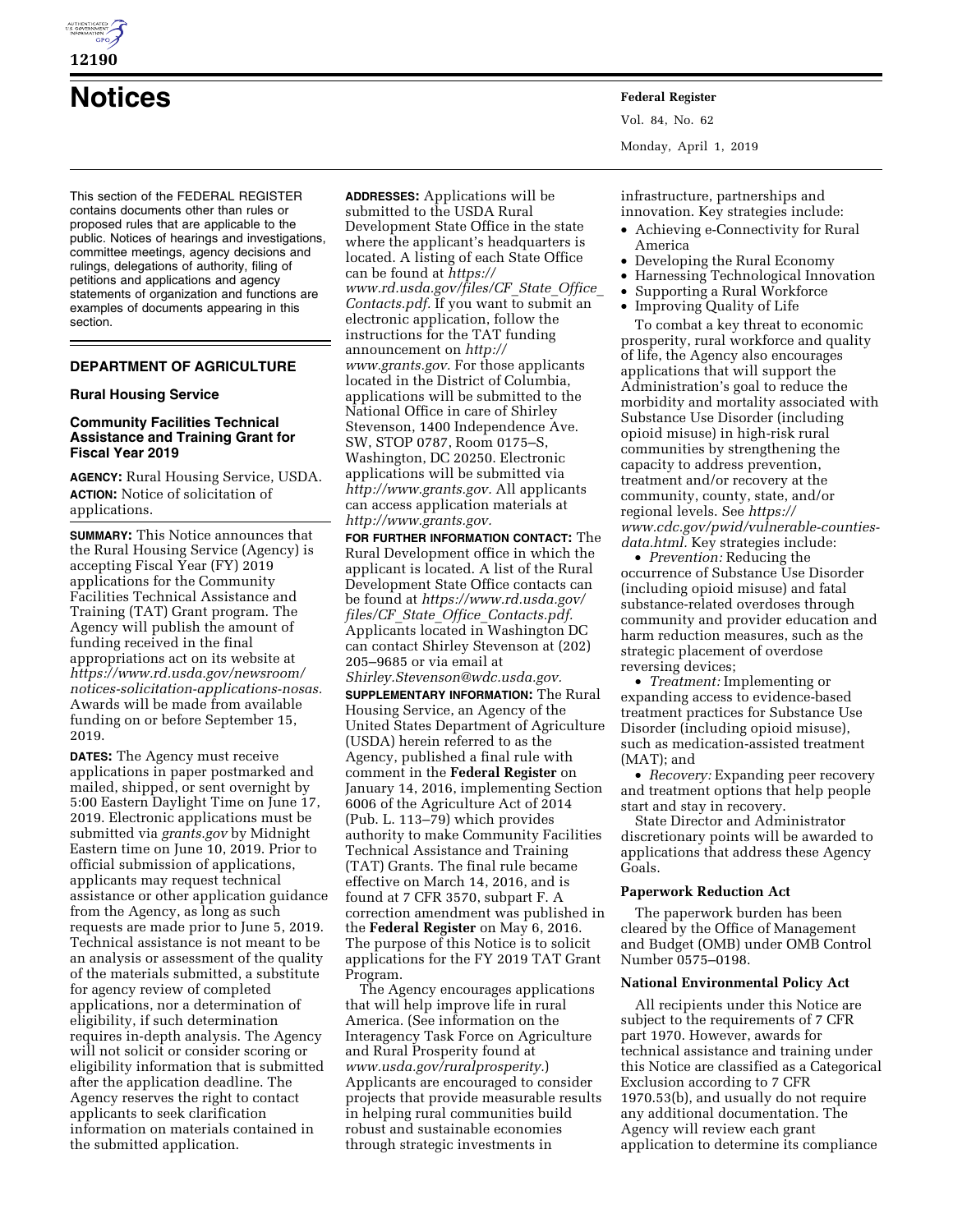# Notices

This section of the FEDERAL REGISTER contains documents other than rules or proposed rules that are applicable to the public. Notices of hearings and investigations, committee meetings, agency decisions and rulings, delegations of authority, filing of petitions and applications and agency statements of organization and functions are examples of documents appearing in this section.

## DEPARTMENT OF AGRICULTURE

### Rural Housing Service

### Community Facilities Technical Assistance and Training Grant for Fiscal Year 2019

**AGENCY:** Rural Housing Service, USDA.

**ACTION:** Notice of solicitation of applications.

**SUMMARY:** This Notice announces that the Rural Housing Service (Agency) is accepting Fiscal Year (FY) 2019 applications for the Community Facilities Technical Assistance and Training (TAT) Grant program. The Agency will publish the amount of funding received in the final appropriations act on its website at *https://www.rd.usda.gov/newsroom/notices-solicitation-applications-nosas.* Awards will be made from available funding on or before September 15, 2019.

**DATES:** The Agency must receive applications in paper postmarked and mailed, shipped, or sent overnight by 5:00 Eastern Daylight Time on June 17, 2019. Electronic applications must be submitted via *grants.gov* by Midnight Eastern time on June 10, 2019. Prior to official submission of applications, applicants may request technical assistance or other application guidance from the Agency, as long as such requests are made prior to June 5, 2019. Technical assistance is not meant to be an analysis or assessment of the quality of the materials submitted, a substitute for agency review of completed applications, nor a determination of eligibility, if such determination requires in-depth analysis. The Agency will not solicit or consider scoring or eligibility information that is submitted after the application deadline. The Agency reserves the right to contact applicants to seek clarification information on materials contained in the submitted application.

**ADDRESSES:** Applications will be submitted to the USDA Rural Development State Office in the state where the applicant's headquarters is located. A listing of each State Office can be found at *https://www.rd.usda.gov/files/CF_State_Office_Contacts.pdf.* If you want to submit an electronic application, follow the instructions for the TAT funding announcement on *http://www.grants.gov.* For those applicants located in the District of Columbia, applications will be submitted to the National Office in care of Shirley Stevenson, 1400 Independence Ave. SW, STOP 0787, Room 0175–S, Washington, DC 20250. Electronic applications will be submitted via *http://www.grants.gov.* All applicants can access application materials at *http://www.grants.gov.*

**FOR FURTHER INFORMATION CONTACT:** The Rural Development office in which the applicant is located. A list of the Rural Development State Office contacts can be found at *https://www.rd.usda.gov/files/CF_State_Office_Contacts.pdf.* Applicants located in Washington DC can contact Shirley Stevenson at (202) 205–9685 or via email at *Shirley.Stevenson@wdc.usda.gov.*

**SUPPLEMENTARY INFORMATION:** The Rural Housing Service, an Agency of the United States Department of Agriculture (USDA) herein referred to as the Agency, published a final rule with comment in the **Federal Register** on January 14, 2016, implementing Section 6006 of the Agriculture Act of 2014 (Pub. L. 113–79) which provides authority to make Community Facilities Technical Assistance and Training (TAT) Grants. The final rule became effective on March 14, 2016, and is found at 7 CFR 3570, subpart F. A correction amendment was published in the **Federal Register** on May 6, 2016. The purpose of this Notice is to solicit applications for the FY 2019 TAT Grant Program.

The Agency encourages applications that will help improve life in rural America. (See information on the Interagency Task Force on Agriculture and Rural Prosperity found at *www.usda.gov/ruralprosperity.*) Applicants are encouraged to consider projects that provide measurable results in helping rural communities build robust and sustainable economies through strategic investments in infrastructure, partnerships and innovation. Key strategies include:

- Achieving e-Connectivity for Rural America
- Developing the Rural Economy
- Harnessing Technological Innovation
- Supporting a Rural Workforce
- Improving Quality of Life

To combat a key threat to economic prosperity, rural workforce and quality of life, the Agency also encourages applications that will support the Administration's goal to reduce the morbidity and mortality associated with Substance Use Disorder (including opioid misuse) in high-risk rural communities by strengthening the capacity to address prevention, treatment and/or recovery at the community, county, state, and/or regional levels. See *https://www.cdc.gov/pwid/vulnerable-counties-data.html.* Key strategies include:

- *Prevention:* Reducing the occurrence of Substance Use Disorder (including opioid misuse) and fatal substance-related overdoses through community and provider education and harm reduction measures, such as the strategic placement of overdose reversing devices;
- *Treatment:* Implementing or expanding access to evidence-based treatment practices for Substance Use Disorder (including opioid misuse), such as medication-assisted treatment (MAT); and
- *Recovery:* Expanding peer recovery and treatment options that help people start and stay in recovery.

State Director and Administrator discretionary points will be awarded to applications that address these Agency Goals.

#### Paperwork Reduction Act

The paperwork burden has been cleared by the Office of Management and Budget (OMB) under OMB Control Number 0575–0198.

#### National Environmental Policy Act

All recipients under this Notice are subject to the requirements of 7 CFR part 1970. However, awards for technical assistance and training under this Notice are classified as a Categorical Exclusion according to 7 CFR 1970.53(b), and usually do not require any additional documentation. The Agency will review each grant application to determine its compliance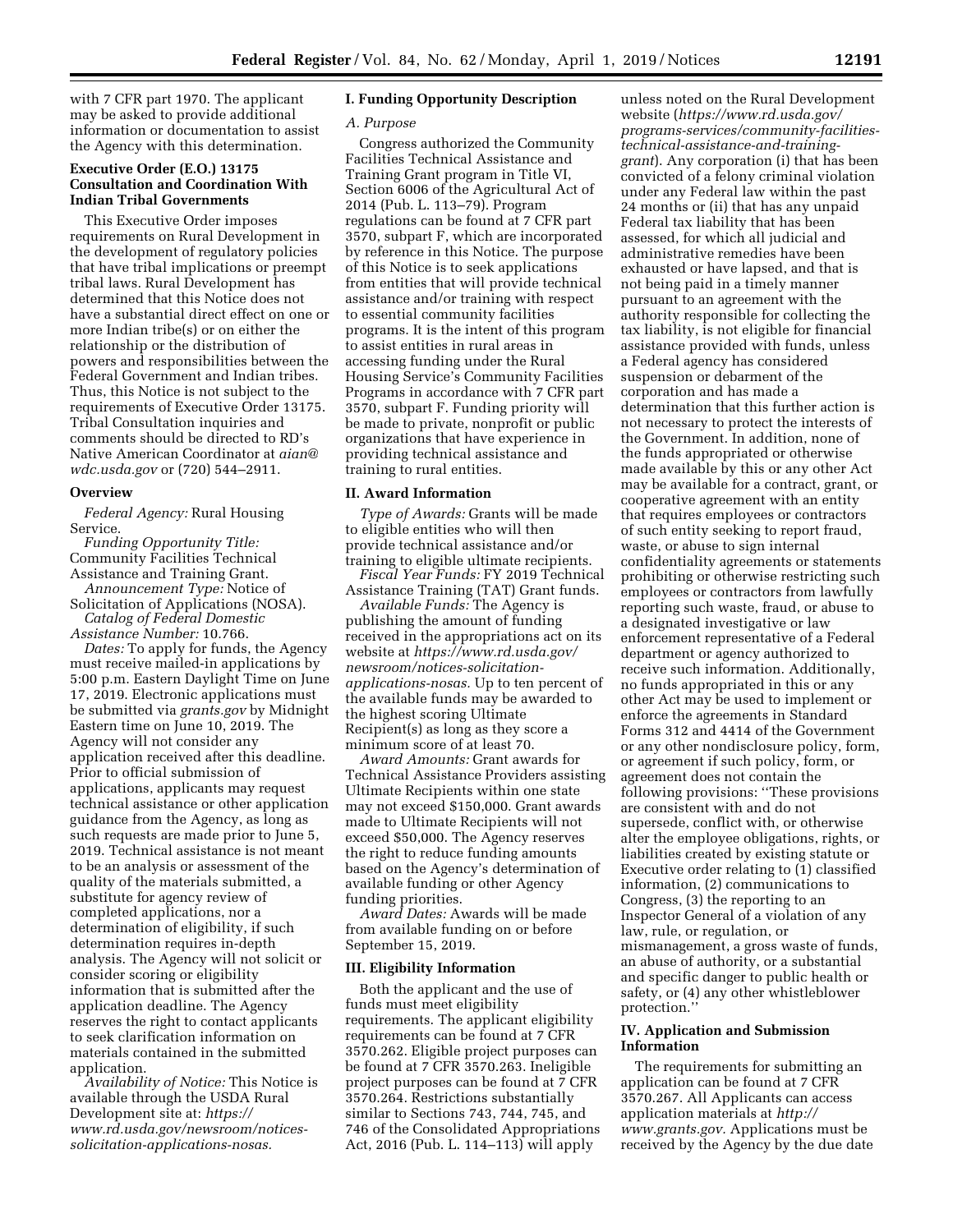with 7 CFR part 1970. The applicant may be asked to provide additional information or documentation to assist the Agency with this determination.

### Executive Order (E.O.) 13175 Consultation and Coordination With Indian Tribal Governments

This Executive Order imposes requirements on Rural Development in the development of regulatory policies that have tribal implications or preempt tribal laws. Rural Development has determined that this Notice does not have a substantial direct effect on one or more Indian tribe(s) or on either the relationship or the distribution of powers and responsibilities between the Federal Government and Indian tribes. Thus, this Notice is not subject to the requirements of Executive Order 13175. Tribal Consultation inquiries and comments should be directed to RD's Native American Coordinator at *aian@wdc.usda.gov* or (720) 544–2911.

### Overview

*Federal Agency:* Rural Housing Service.

*Funding Opportunity Title:* Community Facilities Technical Assistance and Training Grant.

*Announcement Type:* Notice of Solicitation of Applications (NOSA).

*Catalog of Federal Domestic Assistance Number:* 10.766.

*Dates:* To apply for funds, the Agency must receive mailed-in applications by 5:00 p.m. Eastern Daylight Time on June 17, 2019. Electronic applications must be submitted via *grants.gov* by Midnight Eastern time on June 10, 2019. The Agency will not consider any application received after this deadline. Prior to official submission of applications, applicants may request technical assistance or other application guidance from the Agency, as long as such requests are made prior to June 5, 2019. Technical assistance is not meant to be an analysis or assessment of the quality of the materials submitted, a substitute for agency review of completed applications, nor a determination of eligibility, if such determination requires in-depth analysis. The Agency will not solicit or consider scoring or eligibility information that is submitted after the application deadline. The Agency reserves the right to contact applicants to seek clarification information on materials contained in the submitted application.

*Availability of Notice:* This Notice is available through the USDA Rural Development site at: *https://www.rd.usda.gov/newsroom/notices-solicitation-applications-nosas.*

### I. Funding Opportunity Description

*A. Purpose*

Congress authorized the Community Facilities Technical Assistance and Training Grant program in Title VI, Section 6006 of the Agricultural Act of 2014 (Pub. L. 113–79). Program regulations can be found at 7 CFR part 3570, subpart F, which are incorporated by reference in this Notice. The purpose of this Notice is to seek applications from entities that will provide technical assistance and/or training with respect to essential community facilities programs. It is the intent of this program to assist entities in rural areas in accessing funding under the Rural Housing Service's Community Facilities Programs in accordance with 7 CFR part 3570, subpart F. Funding priority will be made to private, nonprofit or public organizations that have experience in providing technical assistance and training to rural entities.

### II. Award Information

*Type of Awards:* Grants will be made to eligible entities who will then provide technical assistance and/or training to eligible ultimate recipients.

*Fiscal Year Funds:* FY 2019 Technical Assistance Training (TAT) Grant funds.

*Available Funds:* The Agency is publishing the amount of funding received in the appropriations act on its website at *https://www.rd.usda.gov/newsroom/notices-solicitation-applications-nosas.* Up to ten percent of the available funds may be awarded to the highest scoring Ultimate Recipient(s) as long as they score a minimum score of at least 70.

*Award Amounts:* Grant awards for Technical Assistance Providers assisting Ultimate Recipients within one state may not exceed $150,000. Grant awards made to Ultimate Recipients will not exceed $50,000. The Agency reserves the right to reduce funding amounts based on the Agency's determination of available funding or other Agency funding priorities.

*Award Dates:* Awards will be made from available funding on or before September 15, 2019.

### III. Eligibility Information

Both the applicant and the use of funds must meet eligibility requirements. The applicant eligibility requirements can be found at 7 CFR 3570.262. Eligible project purposes can be found at 7 CFR 3570.263. Ineligible project purposes can be found at 7 CFR 3570.264. Restrictions substantially similar to Sections 743, 744, 745, and 746 of the Consolidated Appropriations Act, 2016 (Pub. L. 114–113) will apply unless noted on the Rural Development website (*https://www.rd.usda.gov/programs-services/community-facilities-technical-assistance-and-training-grant*). Any corporation (i) that has been convicted of a felony criminal violation under any Federal law within the past 24 months or (ii) that has any unpaid Federal tax liability that has been assessed, for which all judicial and administrative remedies have been exhausted or have lapsed, and that is not being paid in a timely manner pursuant to an agreement with the authority responsible for collecting the tax liability, is not eligible for financial assistance provided with funds, unless a Federal agency has considered suspension or debarment of the corporation and has made a determination that this further action is not necessary to protect the interests of the Government. In addition, none of the funds appropriated or otherwise made available by this or any other Act may be available for a contract, grant, or cooperative agreement with an entity that requires employees or contractors of such entity seeking to report fraud, waste, or abuse to sign internal confidentiality agreements or statements prohibiting or otherwise restricting such employees or contractors from lawfully reporting such waste, fraud, or abuse to a designated investigative or law enforcement representative of a Federal department or agency authorized to receive such information. Additionally, no funds appropriated in this or any other Act may be used to implement or enforce the agreements in Standard Forms 312 and 4414 of the Government or any other nondisclosure policy, form, or agreement if such policy, form, or agreement does not contain the following provisions: ''These provisions are consistent with and do not supersede, conflict with, or otherwise alter the employee obligations, rights, or liabilities created by existing statute or Executive order relating to (1) classified information, (2) communications to Congress, (3) the reporting to an Inspector General of a violation of any law, rule, or regulation, or mismanagement, a gross waste of funds, an abuse of authority, or a substantial and specific danger to public health or safety, or (4) any other whistleblower protection.''

### IV. Application and Submission Information

The requirements for submitting an application can be found at 7 CFR 3570.267. All Applicants can access application materials at *http://www.grants.gov.* Applications must be received by the Agency by the due date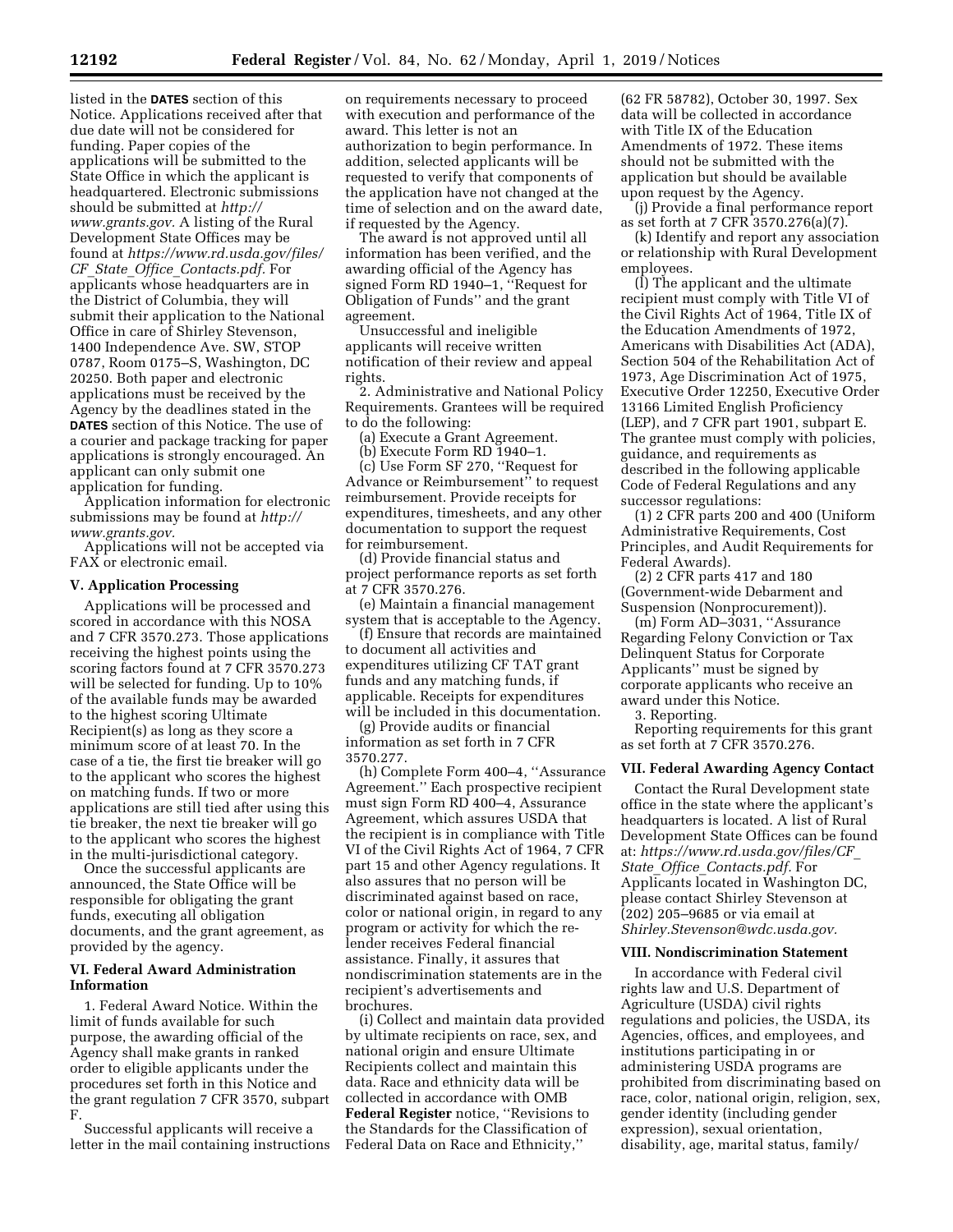listed in the **DATES** section of this Notice. Applications received after that due date will not be considered for funding. Paper copies of the applications will be submitted to the State Office in which the applicant is headquartered. Electronic submissions should be submitted at *http://www.grants.gov.* A listing of the Rural Development State Offices may be found at *https://www.rd.usda.gov/files/CF_State_Office_Contacts.pdf.* For applicants whose headquarters are in the District of Columbia, they will submit their application to the National Office in care of Shirley Stevenson, 1400 Independence Ave. SW, STOP 0787, Room 0175–S, Washington, DC 20250. Both paper and electronic applications must be received by the Agency by the deadlines stated in the **DATES** section of this Notice. The use of a courier and package tracking for paper applications is strongly encouraged. An applicant can only submit one application for funding.

Application information for electronic submissions may be found at *http://www.grants.gov.*

Applications will not be accepted via FAX or electronic email.

## V. Application Processing

Applications will be processed and scored in accordance with this NOSA and 7 CFR 3570.273. Those applications receiving the highest points using the scoring factors found at 7 CFR 3570.273 will be selected for funding. Up to 10% of the available funds may be awarded to the highest scoring Ultimate Recipient(s) as long as they score a minimum score of at least 70. In the case of a tie, the first tie breaker will go to the applicant who scores the highest on matching funds. If two or more applications are still tied after using this tie breaker, the next tie breaker will go to the applicant who scores the highest in the multi-jurisdictional category.

Once the successful applicants are announced, the State Office will be responsible for obligating the grant funds, executing all obligation documents, and the grant agreement, as provided by the agency.

## VI. Federal Award Administration Information

1. Federal Award Notice. Within the limit of funds available for such purpose, the awarding official of the Agency shall make grants in ranked order to eligible applicants under the procedures set forth in this Notice and the grant regulation 7 CFR 3570, subpart F.

Successful applicants will receive a letter in the mail containing instructions on requirements necessary to proceed with execution and performance of the award. This letter is not an authorization to begin performance. In addition, selected applicants will be requested to verify that components of the application have not changed at the time of selection and on the award date, if requested by the Agency.

The award is not approved until all information has been verified, and the awarding official of the Agency has signed Form RD 1940–1, ''Request for Obligation of Funds'' and the grant agreement.

Unsuccessful and ineligible applicants will receive written notification of their review and appeal rights.

2. Administrative and National Policy Requirements. Grantees will be required to do the following:

(a) Execute a Grant Agreement.

(b) Execute Form RD 1940–1.

(c) Use Form SF 270, ''Request for Advance or Reimbursement'' to request reimbursement. Provide receipts for expenditures, timesheets, and any other documentation to support the request for reimbursement.

(d) Provide financial status and project performance reports as set forth at 7 CFR 3570.276.

(e) Maintain a financial management system that is acceptable to the Agency.

(f) Ensure that records are maintained to document all activities and expenditures utilizing CF TAT grant funds and any matching funds, if applicable. Receipts for expenditures will be included in this documentation.

(g) Provide audits or financial information as set forth in 7 CFR 3570.277.

(h) Complete Form 400–4, ''Assurance Agreement.'' Each prospective recipient must sign Form RD 400–4, Assurance Agreement, which assures USDA that the recipient is in compliance with Title VI of the Civil Rights Act of 1964, 7 CFR part 15 and other Agency regulations. It also assures that no person will be discriminated against based on race, color or national origin, in regard to any program or activity for which the re-lender receives Federal financial assistance. Finally, it assures that nondiscrimination statements are in the recipient's advertisements and brochures.

(i) Collect and maintain data provided by ultimate recipients on race, sex, and national origin and ensure Ultimate Recipients collect and maintain this data. Race and ethnicity data will be collected in accordance with OMB **Federal Register** notice, ''Revisions to the Standards for the Classification of Federal Data on Race and Ethnicity,'' (62 FR 58782), October 30, 1997. Sex data will be collected in accordance with Title IX of the Education Amendments of 1972. These items should not be submitted with the application but should be available upon request by the Agency.

(j) Provide a final performance report as set forth at 7 CFR 3570.276(a)(7).

(k) Identify and report any association or relationship with Rural Development employees.

(l) The applicant and the ultimate recipient must comply with Title VI of the Civil Rights Act of 1964, Title IX of the Education Amendments of 1972, Americans with Disabilities Act (ADA), Section 504 of the Rehabilitation Act of 1973, Age Discrimination Act of 1975, Executive Order 12250, Executive Order 13166 Limited English Proficiency (LEP), and 7 CFR part 1901, subpart E. The grantee must comply with policies, guidance, and requirements as described in the following applicable Code of Federal Regulations and any successor regulations:

(1) 2 CFR parts 200 and 400 (Uniform Administrative Requirements, Cost Principles, and Audit Requirements for Federal Awards).

(2) 2 CFR parts 417 and 180 (Government-wide Debarment and Suspension (Nonprocurement)).

(m) Form AD–3031, ''Assurance Regarding Felony Conviction or Tax Delinquent Status for Corporate Applicants'' must be signed by corporate applicants who receive an award under this Notice.

3. Reporting.

Reporting requirements for this grant as set forth at 7 CFR 3570.276.

## VII. Federal Awarding Agency Contact

Contact the Rural Development state office in the state where the applicant's headquarters is located. A list of Rural Development State Offices can be found at: *https://www.rd.usda.gov/files/CF_State_Office_Contacts.pdf.* For Applicants located in Washington DC, please contact Shirley Stevenson at (202) 205–9685 or via email at *Shirley.Stevenson@wdc.usda.gov.*

## VIII. Nondiscrimination Statement

In accordance with Federal civil rights law and U.S. Department of Agriculture (USDA) civil rights regulations and policies, the USDA, its Agencies, offices, and employees, and institutions participating in or administering USDA programs are prohibited from discriminating based on race, color, national origin, religion, sex, gender identity (including gender expression), sexual orientation, disability, age, marital status, family/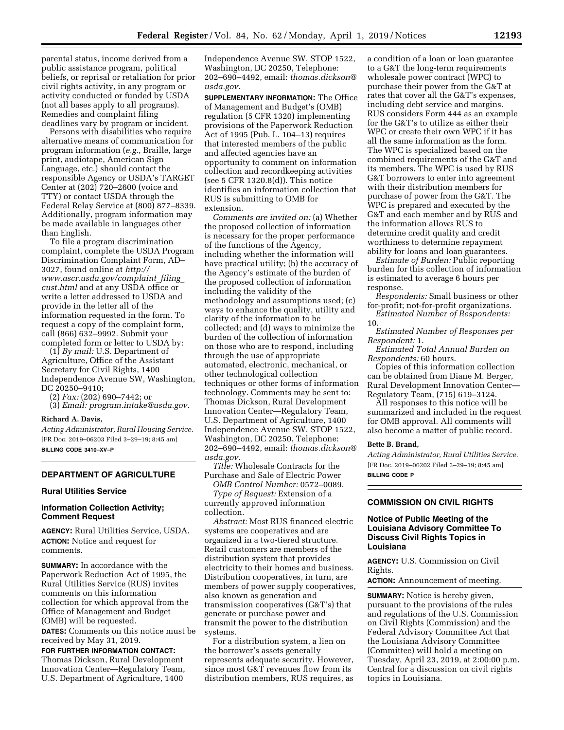parental status, income derived from a public assistance program, political beliefs, or reprisal or retaliation for prior civil rights activity, in any program or activity conducted or funded by USDA (not all bases apply to all programs). Remedies and complaint filing deadlines vary by program or incident.

Persons with disabilities who require alternative means of communication for program information (*e.g.,* Braille, large print, audiotape, American Sign Language, etc.) should contact the responsible Agency or USDA's TARGET Center at (202) 720–2600 (voice and TTY) or contact USDA through the Federal Relay Service at (800) 877–8339. Additionally, program information may be made available in languages other than English.

To file a program discrimination complaint, complete the USDA Program Discrimination Complaint Form, AD–3027, found online at *http://www.ascr.usda.gov/complaint_filing_cust.html* and at any USDA office or write a letter addressed to USDA and provide in the letter all of the information requested in the form. To request a copy of the complaint form, call (866) 632–9992. Submit your completed form or letter to USDA by:

(1) *By mail:* U.S. Department of Agriculture, Office of the Assistant Secretary for Civil Rights, 1400 Independence Avenue SW, Washington, DC 20250–9410;

(2) *Fax:* (202) 690–7442; or

(3) *Email: program.intake@usda.gov.*

**Richard A. Davis,**

*Acting Administrator, Rural Housing Service.*

[FR Doc. 2019–06203 Filed 3–29–19; 8:45 am]

**BILLING CODE 3410–XV–P**

## DEPARTMENT OF AGRICULTURE

### Rural Utilities Service

### Information Collection Activity; Comment Request

**AGENCY:** Rural Utilities Service, USDA.

**ACTION:** Notice and request for comments.

**SUMMARY:** In accordance with the Paperwork Reduction Act of 1995, the Rural Utilities Service (RUS) invites comments on this information collection for which approval from the Office of Management and Budget (OMB) will be requested.

**DATES:** Comments on this notice must be received by May 31, 2019.

**FOR FURTHER INFORMATION CONTACT:** Thomas Dickson, Rural Development Innovation Center—Regulatory Team, U.S. Department of Agriculture, 1400 Independence Avenue SW, STOP 1522, Washington, DC 20250, Telephone: 202–690–4492, email: *thomas.dickson@usda.gov.*

**SUPPLEMENTARY INFORMATION:** The Office of Management and Budget's (OMB) regulation (5 CFR 1320) implementing provisions of the Paperwork Reduction Act of 1995 (Pub. L. 104–13) requires that interested members of the public and affected agencies have an opportunity to comment on information collection and recordkeeping activities (see 5 CFR 1320.8(d)). This notice identifies an information collection that RUS is submitting to OMB for extension.

*Comments are invited on:* (a) Whether the proposed collection of information is necessary for the proper performance of the functions of the Agency, including whether the information will have practical utility; (b) the accuracy of the Agency's estimate of the burden of the proposed collection of information including the validity of the methodology and assumptions used; (c) ways to enhance the quality, utility and clarity of the information to be collected; and (d) ways to minimize the burden of the collection of information on those who are to respond, including through the use of appropriate automated, electronic, mechanical, or other technological collection techniques or other forms of information technology. Comments may be sent to: Thomas Dickson, Rural Development Innovation Center—Regulatory Team, U.S. Department of Agriculture, 1400 Independence Avenue SW, STOP 1522, Washington, DC 20250, Telephone: 202–690–4492, email: *thomas.dickson@usda.gov.*

*Title:* Wholesale Contracts for the Purchase and Sale of Electric Power

*OMB Control Number:* 0572–0089.

*Type of Request:* Extension of a currently approved information collection.

*Abstract:* Most RUS financed electric systems are cooperatives and are organized in a two-tiered structure. Retail customers are members of the distribution system that provides electricity to their homes and business. Distribution cooperatives, in turn, are members of power supply cooperatives, also known as generation and transmission cooperatives (G&T's) that generate or purchase power and transmit the power to the distribution systems.

For a distribution system, a lien on the borrower's assets generally represents adequate security. However, since most G&T revenues flow from its distribution members, RUS requires, as a condition of a loan or loan guarantee to a G&T the long-term requirements wholesale power contract (WPC) to purchase their power from the G&T at rates that cover all the G&T's expenses, including debt service and margins. RUS considers Form 444 as an example for the G&T's to utilize as either their WPC or create their own WPC if it has all the same information as the form. The WPC is specialized based on the combined requirements of the G&T and its members. The WPC is used by RUS G&T borrowers to enter into agreement with their distribution members for purchase of power from the G&T. The WPC is prepared and executed by the G&T and each member and by RUS and the information allows RUS to determine credit quality and credit worthiness to determine repayment ability for loans and loan guarantees.

*Estimate of Burden:* Public reporting burden for this collection of information is estimated to average 6 hours per response.

*Respondents:* Small business or other for-profit; not-for-profit organizations.

*Estimated Number of Respondents:* 10.

*Estimated Number of Responses per Respondent:* 1.

*Estimated Total Annual Burden on Respondents:* 60 hours.

Copies of this information collection can be obtained from Diane M. Berger, Rural Development Innovation Center—Regulatory Team, (715) 619–3124.

All responses to this notice will be summarized and included in the request for OMB approval. All comments will also become a matter of public record.

**Bette B. Brand,**

*Acting Administrator, Rural Utilities Service.*

[FR Doc. 2019–06202 Filed 3–29–19; 8:45 am]

**BILLING CODE P**

## COMMISSION ON CIVIL RIGHTS

### Notice of Public Meeting of the Louisiana Advisory Committee To Discuss Civil Rights Topics in Louisiana

**AGENCY:** U.S. Commission on Civil Rights.

**ACTION:** Announcement of meeting.

**SUMMARY:** Notice is hereby given, pursuant to the provisions of the rules and regulations of the U.S. Commission on Civil Rights (Commission) and the Federal Advisory Committee Act that the Louisiana Advisory Committee (Committee) will hold a meeting on Tuesday, April 23, 2019, at 2:00:00 p.m. Central for a discussion on civil rights topics in Louisiana.